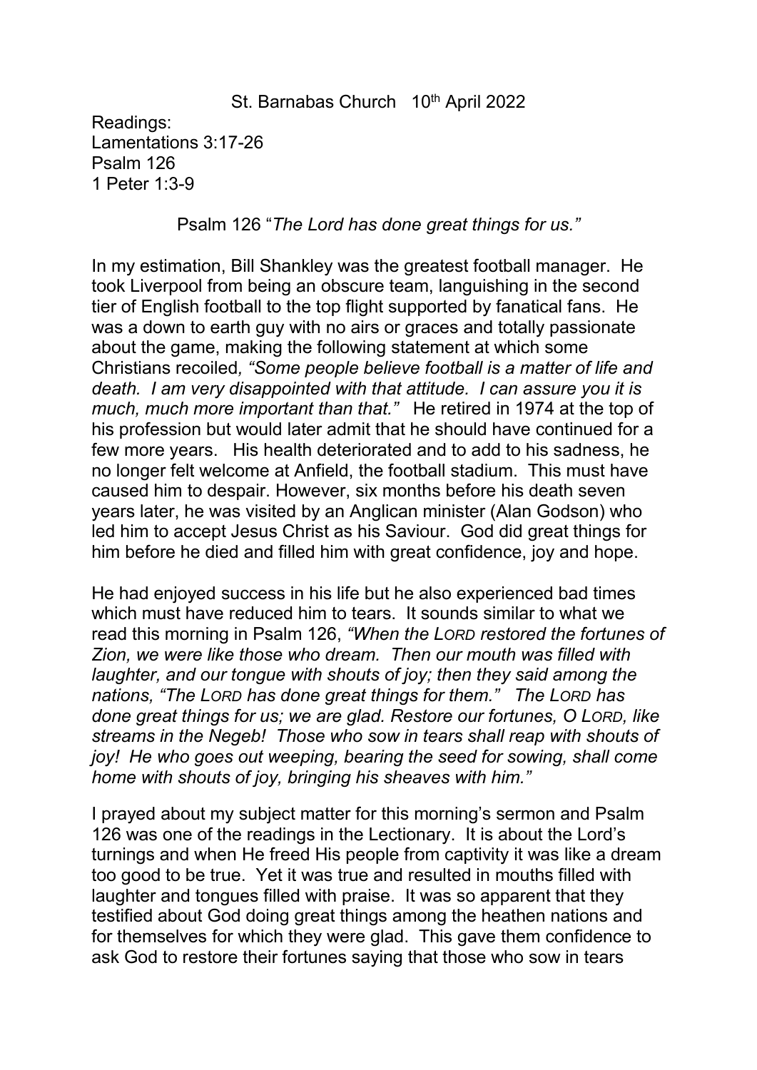St. Barnabas Church   10th April 2022

Readings:
Lamentations 3:17-26
Psalm 126
1 Peter 1:3-9

Psalm 126 "*The Lord has done great things for us.*"

In my estimation, Bill Shankley was the greatest football manager. He took Liverpool from being an obscure team, languishing in the second tier of English football to the top flight supported by fanatical fans. He was a down to earth guy with no airs or graces and totally passionate about the game, making the following statement at which some Christians recoiled*, "Some people believe football is a matter of life and death. I am very disappointed with that attitude. I can assure you it is much, much more important than that."* He retired in 1974 at the top of his profession but would later admit that he should have continued for a few more years. His health deteriorated and to add to his sadness, he no longer felt welcome at Anfield, the football stadium. This must have caused him to despair. However, six months before his death seven years later, he was visited by an Anglican minister (Alan Godson) who led him to accept Jesus Christ as his Saviour. God did great things for him before he died and filled him with great confidence, joy and hope.

He had enjoyed success in his life but he also experienced bad times which must have reduced him to tears. It sounds similar to what we read this morning in Psalm 126, *"When the LORD restored the fortunes of Zion, we were like those who dream. Then our mouth was filled with laughter, and our tongue with shouts of joy; then they said among the nations, "The LORD has done great things for them." The LORD has done great things for us; we are glad. Restore our fortunes, O LORD, like streams in the Negeb! Those who sow in tears shall reap with shouts of joy! He who goes out weeping, bearing the seed for sowing, shall come home with shouts of joy, bringing his sheaves with him."*

I prayed about my subject matter for this morning's sermon and Psalm 126 was one of the readings in the Lectionary. It is about the Lord's turnings and when He freed His people from captivity it was like a dream too good to be true. Yet it was true and resulted in mouths filled with laughter and tongues filled with praise. It was so apparent that they testified about God doing great things among the heathen nations and for themselves for which they were glad. This gave them confidence to ask God to restore their fortunes saying that those who sow in tears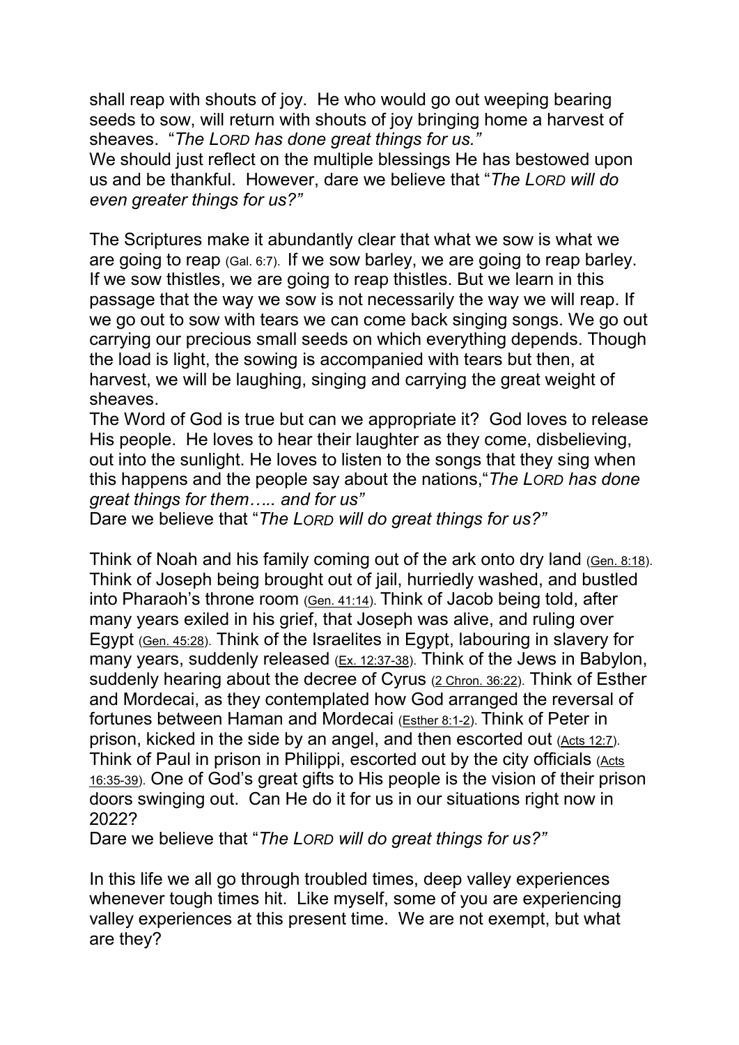shall reap with shouts of joy. He who would go out weeping bearing seeds to sow, will return with shouts of joy bringing home a harvest of sheaves. "*The LORD has done great things for us.*"
We should just reflect on the multiple blessings He has bestowed upon us and be thankful. However, dare we believe that "*The LORD will do even greater things for us?*"

The Scriptures make it abundantly clear that what we sow is what we are going to reap (Gal. 6:7). If we sow barley, we are going to reap barley. If we sow thistles, we are going to reap thistles. But we learn in this passage that the way we sow is not necessarily the way we will reap. If we go out to sow with tears we can come back singing songs. We go out carrying our precious small seeds on which everything depends. Though the load is light, the sowing is accompanied with tears but then, at harvest, we will be laughing, singing and carrying the great weight of sheaves.
The Word of God is true but can we appropriate it? God loves to release His people. He loves to hear their laughter as they come, disbelieving, out into the sunlight. He loves to listen to the songs that they sing when this happens and the people say about the nations,"*The LORD has done great things for them….. and for us*"
Dare we believe that "*The LORD will do great things for us?*"

Think of Noah and his family coming out of the ark onto dry land (Gen. 8:18). Think of Joseph being brought out of jail, hurriedly washed, and bustled into Pharaoh's throne room (Gen. 41:14). Think of Jacob being told, after many years exiled in his grief, that Joseph was alive, and ruling over Egypt (Gen. 45:28). Think of the Israelites in Egypt, labouring in slavery for many years, suddenly released (Ex. 12:37-38). Think of the Jews in Babylon, suddenly hearing about the decree of Cyrus (2 Chron. 36:22). Think of Esther and Mordecai, as they contemplated how God arranged the reversal of fortunes between Haman and Mordecai (Esther 8:1-2). Think of Peter in prison, kicked in the side by an angel, and then escorted out (Acts 12:7). Think of Paul in prison in Philippi, escorted out by the city officials (Acts 16:35-39). One of God's great gifts to His people is the vision of their prison doors swinging out. Can He do it for us in our situations right now in 2022?
Dare we believe that "*The LORD will do great things for us?*"

In this life we all go through troubled times, deep valley experiences whenever tough times hit. Like myself, some of you are experiencing valley experiences at this present time. We are not exempt, but what are they?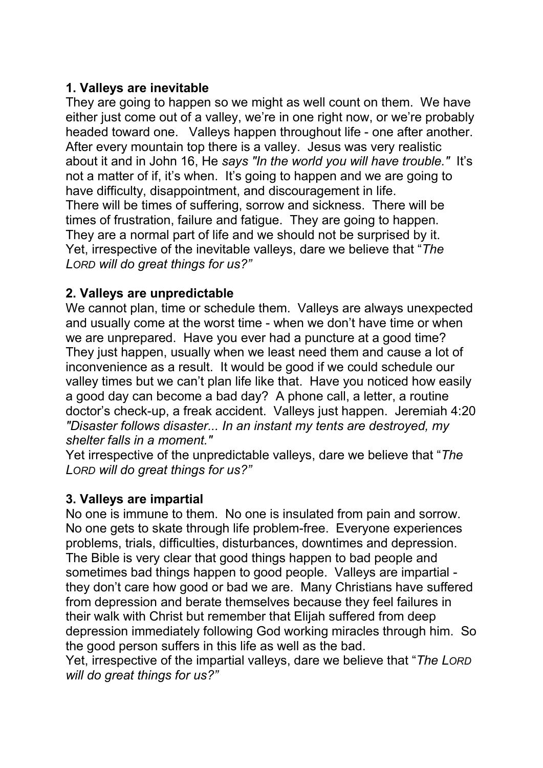**1. Valleys are inevitable**

They are going to happen so we might as well count on them. We have either just come out of a valley, we're in one right now, or we're probably headed toward one. Valleys happen throughout life - one after another. After every mountain top there is a valley. Jesus was very realistic about it and in John 16, He *says "In the world you will have trouble."* It's not a matter of if, it's when. It's going to happen and we are going to have difficulty, disappointment, and discouragement in life.

There will be times of suffering, sorrow and sickness. There will be times of frustration, failure and fatigue. They are going to happen. They are a normal part of life and we should not be surprised by it. Yet, irrespective of the inevitable valleys, dare we believe that "*The LORD will do great things for us?"*

**2. Valleys are unpredictable**

We cannot plan, time or schedule them. Valleys are always unexpected and usually come at the worst time - when we don't have time or when we are unprepared. Have you ever had a puncture at a good time? They just happen, usually when we least need them and cause a lot of inconvenience as a result. It would be good if we could schedule our valley times but we can't plan life like that. Have you noticed how easily a good day can become a bad day? A phone call, a letter, a routine doctor's check-up, a freak accident. Valleys just happen. Jeremiah 4:20 *"Disaster follows disaster... In an instant my tents are destroyed, my shelter falls in a moment."*

Yet irrespective of the unpredictable valleys, dare we believe that "*The LORD will do great things for us?"*

**3. Valleys are impartial**

No one is immune to them. No one is insulated from pain and sorrow. No one gets to skate through life problem-free. Everyone experiences problems, trials, difficulties, disturbances, downtimes and depression. The Bible is very clear that good things happen to bad people and sometimes bad things happen to good people. Valleys are impartial - they don't care how good or bad we are. Many Christians have suffered from depression and berate themselves because they feel failures in their walk with Christ but remember that Elijah suffered from deep depression immediately following God working miracles through him. So the good person suffers in this life as well as the bad.

Yet, irrespective of the impartial valleys, dare we believe that "*The LORD will do great things for us?"*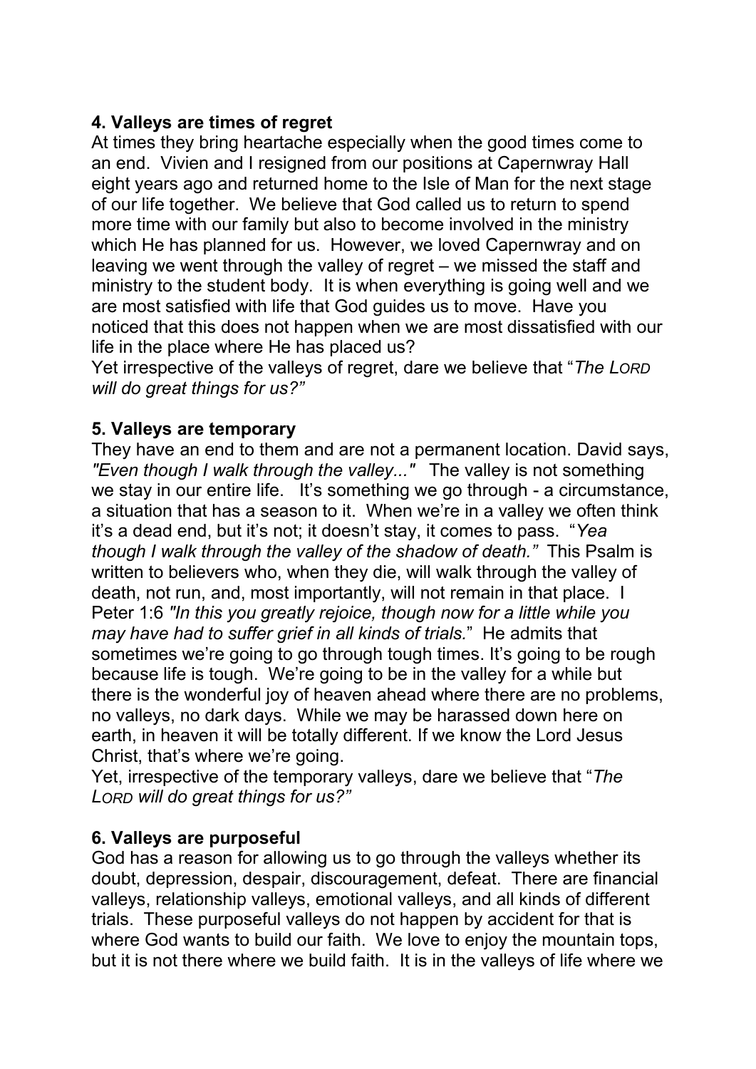**4. Valleys are times of regret**

At times they bring heartache especially when the good times come to an end. Vivien and I resigned from our positions at Capernwray Hall eight years ago and returned home to the Isle of Man for the next stage of our life together. We believe that God called us to return to spend more time with our family but also to become involved in the ministry which He has planned for us. However, we loved Capernwray and on leaving we went through the valley of regret – we missed the staff and ministry to the student body. It is when everything is going well and we are most satisfied with life that God guides us to move. Have you noticed that this does not happen when we are most dissatisfied with our life in the place where He has placed us?

Yet irrespective of the valleys of regret, dare we believe that "*The LORD will do great things for us?"*

**5. Valleys are temporary**

They have an end to them and are not a permanent location. David says, *"Even though I walk through the valley..."* The valley is not something we stay in our entire life. It's something we go through - a circumstance, a situation that has a season to it. When we're in a valley we often think it's a dead end, but it's not; it doesn't stay, it comes to pass. "*Yea though I walk through the valley of the shadow of death."* This Psalm is written to believers who, when they die, will walk through the valley of death, not run, and, most importantly, will not remain in that place. I Peter 1:6 *"In this you greatly rejoice, though now for a little while you may have had to suffer grief in all kinds of trials.*" He admits that sometimes we're going to go through tough times. It's going to be rough because life is tough. We're going to be in the valley for a while but there is the wonderful joy of heaven ahead where there are no problems, no valleys, no dark days. While we may be harassed down here on earth, in heaven it will be totally different. If we know the Lord Jesus Christ, that's where we're going.

Yet, irrespective of the temporary valleys, dare we believe that "*The LORD will do great things for us?"*

**6. Valleys are purposeful**

God has a reason for allowing us to go through the valleys whether its doubt, depression, despair, discouragement, defeat. There are financial valleys, relationship valleys, emotional valleys, and all kinds of different trials. These purposeful valleys do not happen by accident for that is where God wants to build our faith. We love to enjoy the mountain tops, but it is not there where we build faith. It is in the valleys of life where we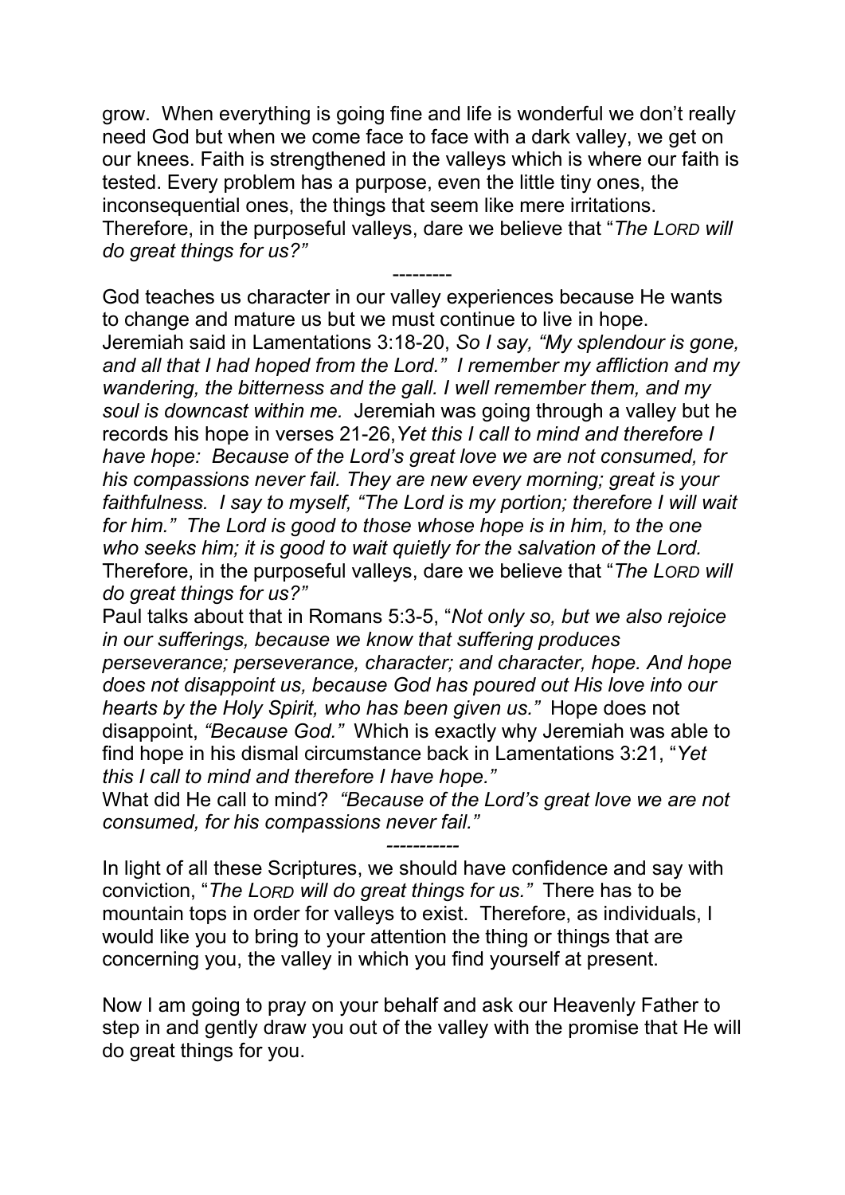grow. When everything is going fine and life is wonderful we don't really need God but when we come face to face with a dark valley, we get on our knees. Faith is strengthened in the valleys which is where our faith is tested. Every problem has a purpose, even the little tiny ones, the inconsequential ones, the things that seem like mere irritations. Therefore, in the purposeful valleys, dare we believe that "*The LORD will do great things for us?"*

---------

God teaches us character in our valley experiences because He wants to change and mature us but we must continue to live in hope. Jeremiah said in Lamentations 3:18-20, *So I say, "My splendour is gone, and all that I had hoped from the Lord." I remember my affliction and my wandering, the bitterness and the gall. I well remember them, and my soul is downcast within me.* Jeremiah was going through a valley but he records his hope in verses 21-26,*Yet this I call to mind and therefore I have hope: Because of the Lord's great love we are not consumed, for his compassions never fail. They are new every morning; great is your faithfulness. I say to myself, "The Lord is my portion; therefore I will wait for him." The Lord is good to those whose hope is in him, to the one who seeks him; it is good to wait quietly for the salvation of the Lord.* Therefore, in the purposeful valleys, dare we believe that "*The LORD will do great things for us?"*

Paul talks about that in Romans 5:3-5, "*Not only so, but we also rejoice in our sufferings, because we know that suffering produces perseverance; perseverance, character; and character, hope. And hope does not disappoint us, because God has poured out His love into our hearts by the Holy Spirit, who has been given us."* Hope does not disappoint, *"Because God."* Which is exactly why Jeremiah was able to find hope in his dismal circumstance back in Lamentations 3:21, "*Yet this I call to mind and therefore I have hope."*

What did He call to mind? *"Because of the Lord's great love we are not consumed, for his compassions never fail."*

-----------

In light of all these Scriptures, we should have confidence and say with conviction, "*The LORD will do great things for us."* There has to be mountain tops in order for valleys to exist. Therefore, as individuals, I would like you to bring to your attention the thing or things that are concerning you, the valley in which you find yourself at present.

Now I am going to pray on your behalf and ask our Heavenly Father to step in and gently draw you out of the valley with the promise that He will do great things for you.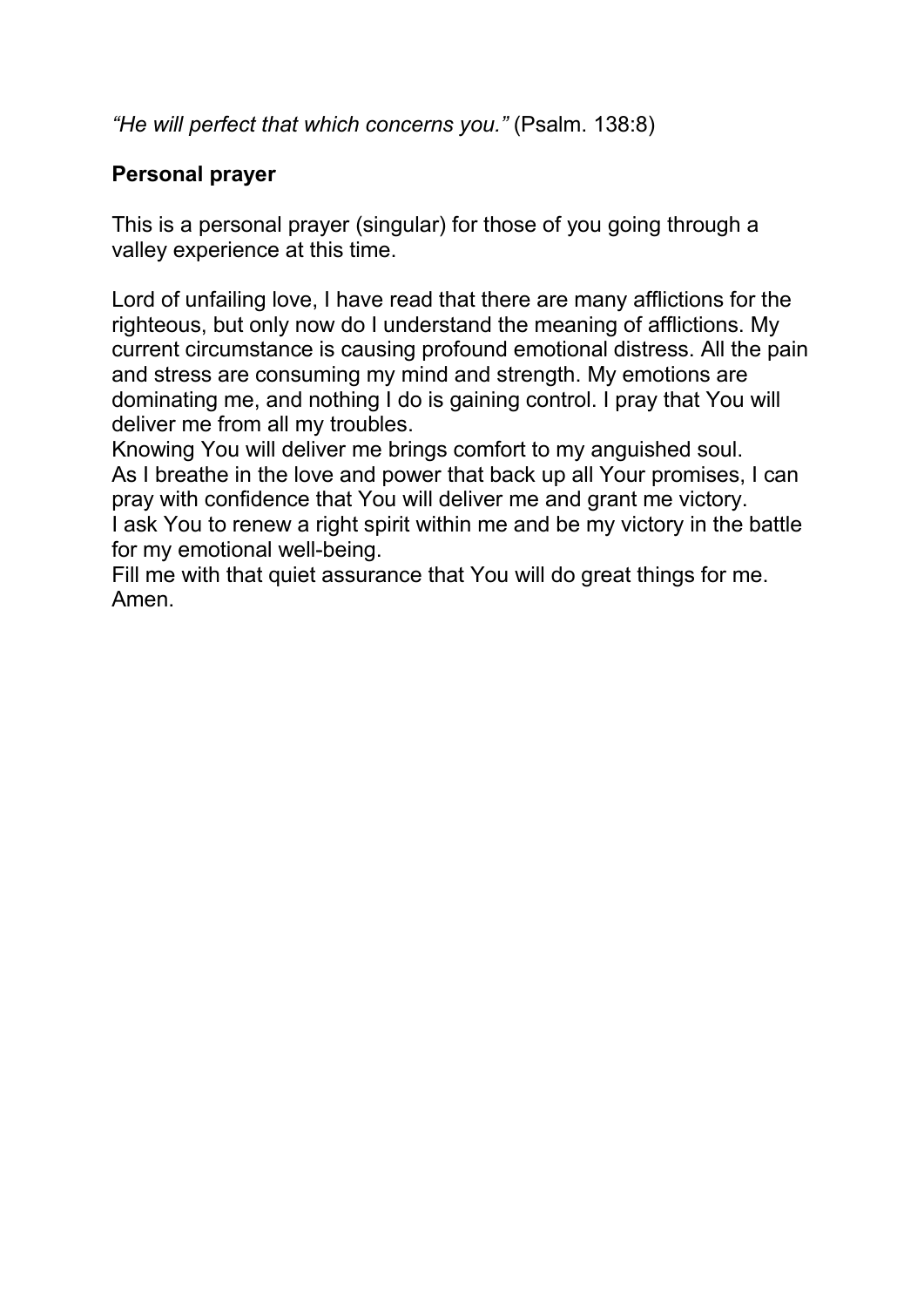*"He will perfect that which concerns you."* (Psalm. 138:8)

**Personal prayer**

This is a personal prayer (singular) for those of you going through a valley experience at this time.

Lord of unfailing love, I have read that there are many afflictions for the righteous, but only now do I understand the meaning of afflictions. My current circumstance is causing profound emotional distress. All the pain and stress are consuming my mind and strength. My emotions are dominating me, and nothing I do is gaining control. I pray that You will deliver me from all my troubles.
Knowing You will deliver me brings comfort to my anguished soul.
As I breathe in the love and power that back up all Your promises, I can pray with confidence that You will deliver me and grant me victory.
I ask You to renew a right spirit within me and be my victory in the battle for my emotional well-being.
Fill me with that quiet assurance that You will do great things for me.
Amen.